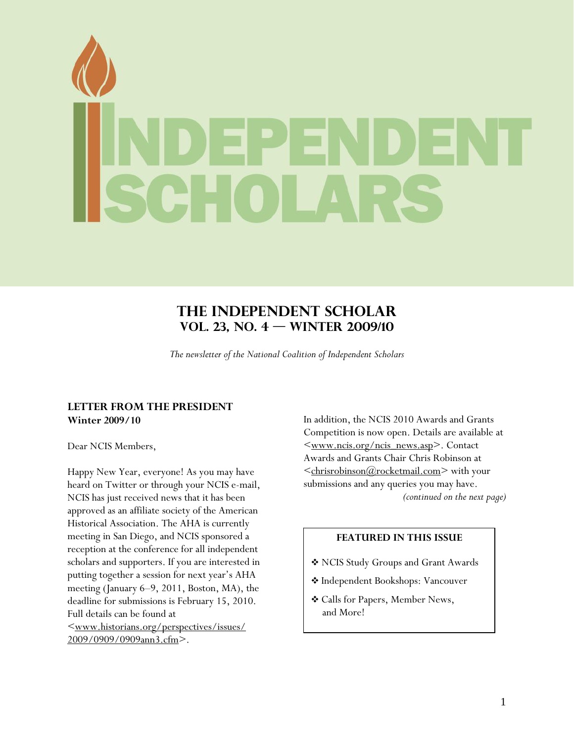# INDEPENDENT SCHOLARS

## THE INDEPENDENT SCHOLAR
## VOL. 23, NO. 4 — WINTER 2009/10

*The newsletter of the National Coalition of Independent Scholars*

### LETTER FROM THE PRESIDENT
**Winter 2009/10**

Dear NCIS Members,

Happy New Year, everyone! As you may have heard on Twitter or through your NCIS e-mail, NCIS has just received news that it has been approved as an affiliate society of the American Historical Association. The AHA is currently meeting in San Diego, and NCIS sponsored a reception at the conference for all independent scholars and supporters. If you are interested in putting together a session for next year's AHA meeting (January 6–9, 2011, Boston, MA), the deadline for submissions is February 15, 2010. Full details can be found at <www.historians.org/perspectives/issues/2009/0909/0909ann3.cfm>.

In addition, the NCIS 2010 Awards and Grants Competition is now open. Details are available at <www.ncis.org/ncis_news.asp>. Contact Awards and Grants Chair Chris Robinson at <chrisrobinson@rocketmail.com> with your submissions and any queries you may have.

*(continued on the next page)*

---

**FEATURED IN THIS ISSUE**

- ❖ NCIS Study Groups and Grant Awards
- ❖ Independent Bookshops: Vancouver
- ❖ Calls for Papers, Member News, and More!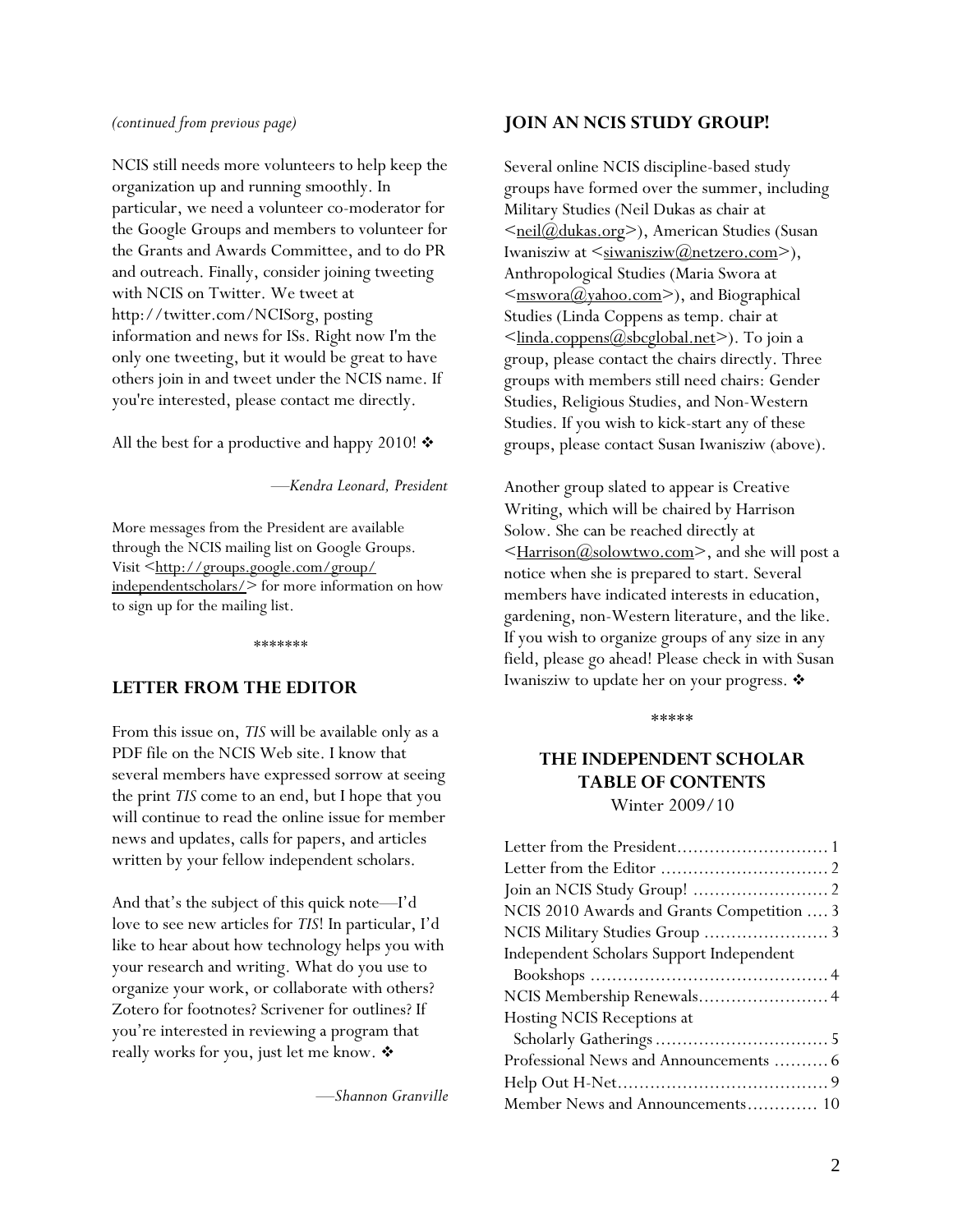*(continued from previous page)*

NCIS still needs more volunteers to help keep the organization up and running smoothly. In particular, we need a volunteer co-moderator for the Google Groups and members to volunteer for the Grants and Awards Committee, and to do PR and outreach. Finally, consider joining tweeting with NCIS on Twitter. We tweet at http://twitter.com/NCISorg, posting information and news for ISs. Right now I'm the only one tweeting, but it would be great to have others join in and tweet under the NCIS name. If you're interested, please contact me directly.

All the best for a productive and happy 2010! ❖

—*Kendra Leonard, President*

More messages from the President are available through the NCIS mailing list on Google Groups. Visit <http://groups.google.com/group/independentscholars/> for more information on how to sign up for the mailing list.

*******

## LETTER FROM THE EDITOR

From this issue on, *TIS* will be available only as a PDF file on the NCIS Web site. I know that several members have expressed sorrow at seeing the print *TIS* come to an end, but I hope that you will continue to read the online issue for member news and updates, calls for papers, and articles written by your fellow independent scholars.

And that's the subject of this quick note—I'd love to see new articles for *TIS*! In particular, I'd like to hear about how technology helps you with your research and writing. What do you use to organize your work, or collaborate with others? Zotero for footnotes? Scrivener for outlines? If you're interested in reviewing a program that really works for you, just let me know. ❖

—*Shannon Granville*

## JOIN AN NCIS STUDY GROUP!

Several online NCIS discipline-based study groups have formed over the summer, including Military Studies (Neil Dukas as chair at <neil@dukas.org>), American Studies (Susan Iwanisziw at <siwanisziw@netzero.com>), Anthropological Studies (Maria Swora at <mswora@yahoo.com>), and Biographical Studies (Linda Coppens as temp. chair at <linda.coppens@sbcglobal.net>). To join a group, please contact the chairs directly. Three groups with members still need chairs: Gender Studies, Religious Studies, and Non-Western Studies. If you wish to kick-start any of these groups, please contact Susan Iwanisziw (above).

Another group slated to appear is Creative Writing, which will be chaired by Harrison Solow. She can be reached directly at <Harrison@solowtwo.com>, and she will post a notice when she is prepared to start. Several members have indicated interests in education, gardening, non-Western literature, and the like. If you wish to organize groups of any size in any field, please go ahead! Please check in with Susan Iwanisziw to update her on your progress. ❖

*****

## THE INDEPENDENT SCHOLAR TABLE OF CONTENTS

Winter 2009/10

| | |
|---|---|
| Letter from the President | 1 |
| Letter from the Editor | 2 |
| Join an NCIS Study Group! | 2 |
| NCIS 2010 Awards and Grants Competition | 3 |
| NCIS Military Studies Group | 3 |
| Independent Scholars Support Independent Bookshops | 4 |
| NCIS Membership Renewals | 4 |
| Hosting NCIS Receptions at Scholarly Gatherings | 5 |
| Professional News and Announcements | 6 |
| Help Out H-Net | 9 |
| Member News and Announcements | 10 |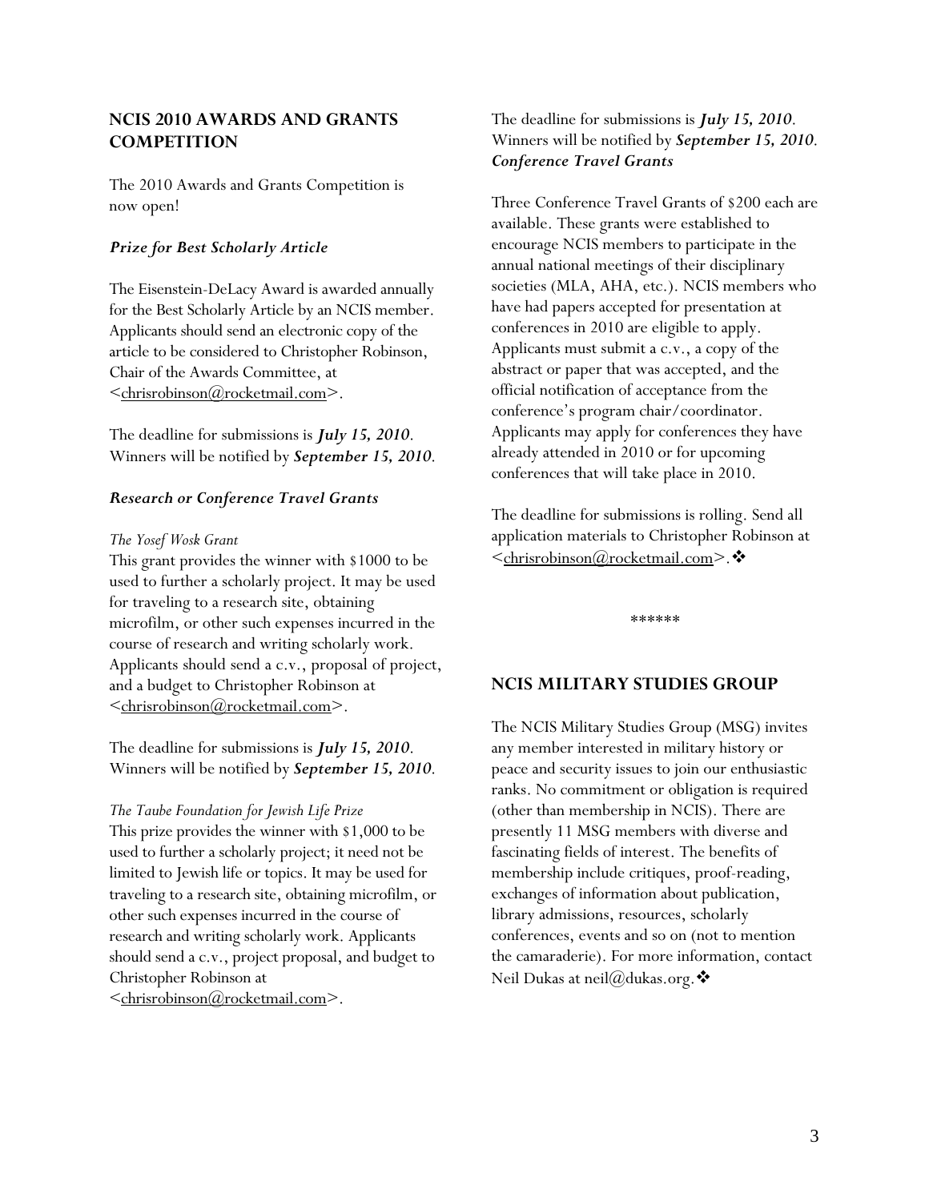## NCIS 2010 AWARDS AND GRANTS COMPETITION

The 2010 Awards and Grants Competition is now open!

### *Prize for Best Scholarly Article*

The Eisenstein-DeLacy Award is awarded annually for the Best Scholarly Article by an NCIS member. Applicants should send an electronic copy of the article to be considered to Christopher Robinson, Chair of the Awards Committee, at <chrisrobinson@rocketmail.com>.

The deadline for submissions is ***July 15, 2010***. Winners will be notified by ***September 15, 2010***.

### *Research or Conference Travel Grants*

*The Yosef Wosk Grant*
This grant provides the winner with $1000 to be used to further a scholarly project. It may be used for traveling to a research site, obtaining microfilm, or other such expenses incurred in the course of research and writing scholarly work. Applicants should send a c.v., proposal of project, and a budget to Christopher Robinson at <chrisrobinson@rocketmail.com>.

The deadline for submissions is ***July 15, 2010***. Winners will be notified by ***September 15, 2010***.

*The Taube Foundation for Jewish Life Prize*
This prize provides the winner with $1,000 to be used to further a scholarly project; it need not be limited to Jewish life or topics. It may be used for traveling to a research site, obtaining microfilm, or other such expenses incurred in the course of research and writing scholarly work. Applicants should send a c.v., project proposal, and budget to Christopher Robinson at <chrisrobinson@rocketmail.com>.

The deadline for submissions is ***July 15, 2010***. Winners will be notified by ***September 15, 2010***.

### *Conference Travel Grants*

Three Conference Travel Grants of $200 each are available. These grants were established to encourage NCIS members to participate in the annual national meetings of their disciplinary societies (MLA, AHA, etc.). NCIS members who have had papers accepted for presentation at conferences in 2010 are eligible to apply. Applicants must submit a c.v., a copy of the abstract or paper that was accepted, and the official notification of acceptance from the conference's program chair/coordinator. Applicants may apply for conferences they have already attended in 2010 or for upcoming conferences that will take place in 2010.

The deadline for submissions is rolling. Send all application materials to Christopher Robinson at <chrisrobinson@rocketmail.com>.❖

******

## NCIS MILITARY STUDIES GROUP

The NCIS Military Studies Group (MSG) invites any member interested in military history or peace and security issues to join our enthusiastic ranks. No commitment or obligation is required (other than membership in NCIS). There are presently 11 MSG members with diverse and fascinating fields of interest. The benefits of membership include critiques, proof-reading, exchanges of information about publication, library admissions, resources, scholarly conferences, events and so on (not to mention the camaraderie). For more information, contact Neil Dukas at neil@dukas.org.❖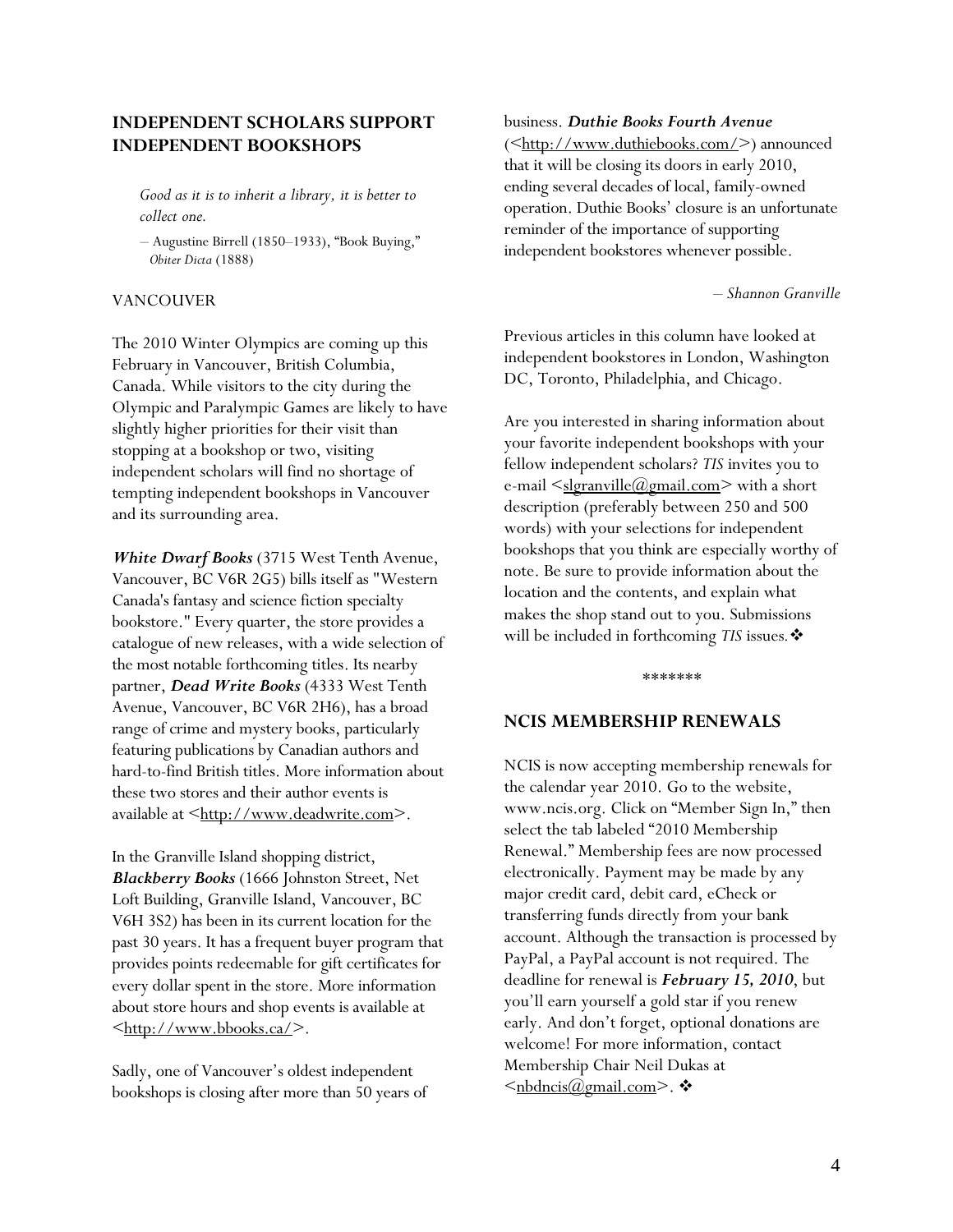## INDEPENDENT SCHOLARS SUPPORT INDEPENDENT BOOKSHOPS

> *Good as it is to inherit a library, it is better to collect one.*
>
> – Augustine Birrell (1850–1933), "Book Buying," *Obiter Dicta* (1888)

VANCOUVER

The 2010 Winter Olympics are coming up this February in Vancouver, British Columbia, Canada. While visitors to the city during the Olympic and Paralympic Games are likely to have slightly higher priorities for their visit than stopping at a bookshop or two, visiting independent scholars will find no shortage of tempting independent bookshops in Vancouver and its surrounding area.

***White Dwarf Books*** (3715 West Tenth Avenue, Vancouver, BC V6R 2G5) bills itself as "Western Canada's fantasy and science fiction specialty bookstore." Every quarter, the store provides a catalogue of new releases, with a wide selection of the most notable forthcoming titles. Its nearby partner, ***Dead Write Books*** (4333 West Tenth Avenue, Vancouver, BC V6R 2H6), has a broad range of crime and mystery books, particularly featuring publications by Canadian authors and hard-to-find British titles. More information about these two stores and their author events is available at <http://www.deadwrite.com>.

In the Granville Island shopping district, ***Blackberry Books*** (1666 Johnston Street, Net Loft Building, Granville Island, Vancouver, BC V6H 3S2) has been in its current location for the past 30 years. It has a frequent buyer program that provides points redeemable for gift certificates for every dollar spent in the store. More information about store hours and shop events is available at <http://www.bbooks.ca/>.

Sadly, one of Vancouver's oldest independent bookshops is closing after more than 50 years of business. ***Duthie Books Fourth Avenue*** (<http://www.duthiebooks.com/>) announced that it will be closing its doors in early 2010, ending several decades of local, family-owned operation. Duthie Books' closure is an unfortunate reminder of the importance of supporting independent bookstores whenever possible.

*– Shannon Granville*

Previous articles in this column have looked at independent bookstores in London, Washington DC, Toronto, Philadelphia, and Chicago.

Are you interested in sharing information about your favorite independent bookshops with your fellow independent scholars? *TIS* invites you to e-mail <slgranville@gmail.com> with a short description (preferably between 250 and 500 words) with your selections for independent bookshops that you think are especially worthy of note. Be sure to provide information about the location and the contents, and explain what makes the shop stand out to you. Submissions will be included in forthcoming *TIS* issues. ❖

\*\*\*\*\*\*\*

## NCIS MEMBERSHIP RENEWALS

NCIS is now accepting membership renewals for the calendar year 2010. Go to the website, www.ncis.org. Click on "Member Sign In," then select the tab labeled "2010 Membership Renewal." Membership fees are now processed electronically. Payment may be made by any major credit card, debit card, eCheck or transferring funds directly from your bank account. Although the transaction is processed by PayPal, a PayPal account is not required. The deadline for renewal is ***February 15, 2010***, but you'll earn yourself a gold star if you renew early. And don't forget, optional donations are welcome! For more information, contact Membership Chair Neil Dukas at <nbdncis@gmail.com>. ❖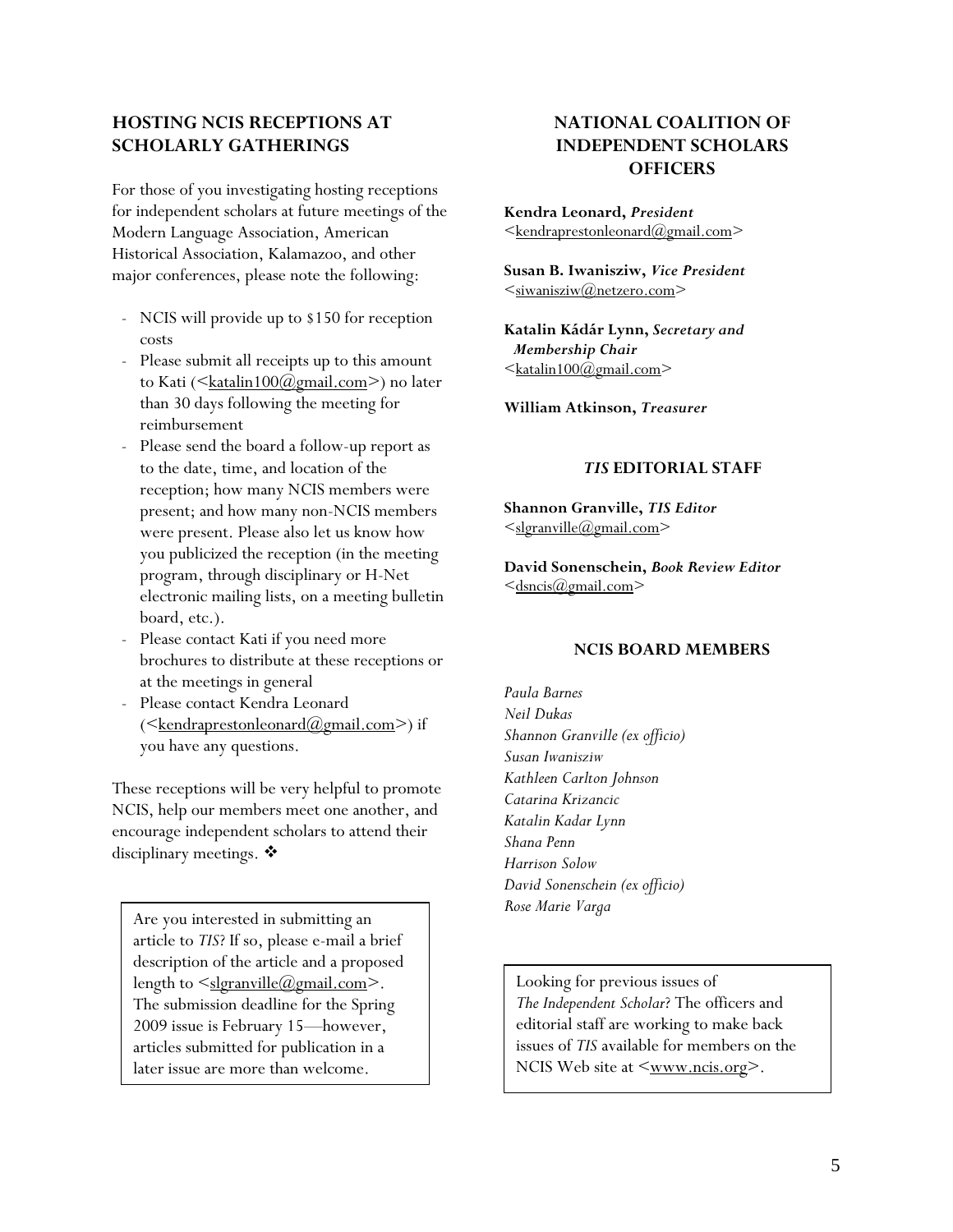## HOSTING NCIS RECEPTIONS AT SCHOLARLY GATHERINGS

For those of you investigating hosting receptions for independent scholars at future meetings of the Modern Language Association, American Historical Association, Kalamazoo, and other major conferences, please note the following:

- NCIS will provide up to $150 for reception costs
- Please submit all receipts up to this amount to Kati (<katalin100@gmail.com>) no later than 30 days following the meeting for reimbursement
- Please send the board a follow-up report as to the date, time, and location of the reception; how many NCIS members were present; and how many non-NCIS members were present. Please also let us know how you publicized the reception (in the meeting program, through disciplinary or H-Net electronic mailing lists, on a meeting bulletin board, etc.).
- Please contact Kati if you need more brochures to distribute at these receptions or at the meetings in general
- Please contact Kendra Leonard (<kendraprestonleonard@gmail.com>) if you have any questions.

These receptions will be very helpful to promote NCIS, help our members meet one another, and encourage independent scholars to attend their disciplinary meetings. ❖

Are you interested in submitting an article to *TIS*? If so, please e-mail a brief description of the article and a proposed length to <slgranville@gmail.com>. The submission deadline for the Spring 2009 issue is February 15—however, articles submitted for publication in a later issue are more than welcome.

## NATIONAL COALITION OF INDEPENDENT SCHOLARS OFFICERS

**Kendra Leonard,** ***President***
<kendraprestonleonard@gmail.com>

**Susan B. Iwanisziw,** ***Vice President***
<siwanisziw@netzero.com>

**Katalin Kádár Lynn,** ***Secretary and Membership Chair***
<katalin100@gmail.com>

**William Atkinson,** ***Treasurer***

### *TIS* EDITORIAL STAFF

**Shannon Granville,** ***TIS Editor***
<slgranville@gmail.com>

**David Sonenschein,** ***Book Review Editor***
<dsncis@gmail.com>

### NCIS BOARD MEMBERS

*Paula Barnes*
*Neil Dukas*
*Shannon Granville (ex officio)*
*Susan Iwanisziw*
*Kathleen Carlton Johnson*
*Catarina Krizancic*
*Katalin Kadar Lynn*
*Shana Penn*
*Harrison Solow*
*David Sonenschein (ex officio)*
*Rose Marie Varga*

Looking for previous issues of *The Independent Scholar*? The officers and editorial staff are working to make back issues of *TIS* available for members on the NCIS Web site at <www.ncis.org>.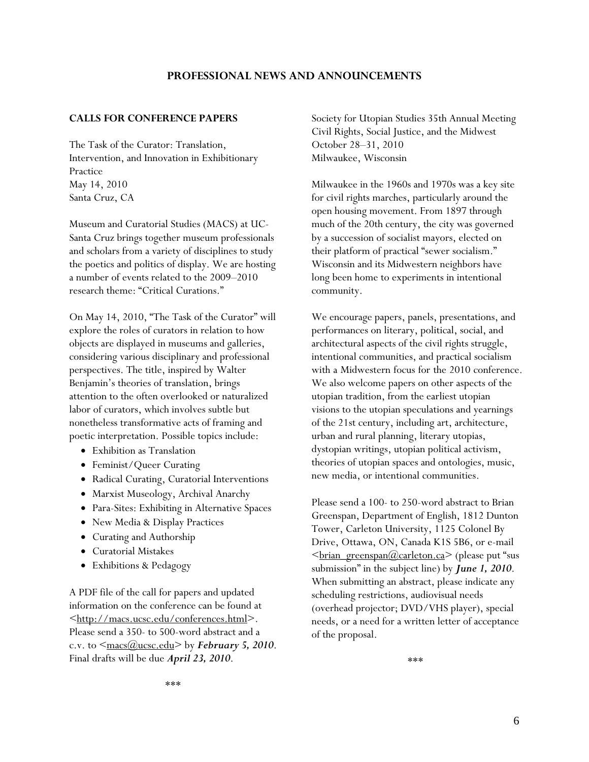# PROFESSIONAL NEWS AND ANNOUNCEMENTS

## CALLS FOR CONFERENCE PAPERS

The Task of the Curator: Translation, Intervention, and Innovation in Exhibitionary Practice
May 14, 2010
Santa Cruz, CA

Museum and Curatorial Studies (MACS) at UC-Santa Cruz brings together museum professionals and scholars from a variety of disciplines to study the poetics and politics of display. We are hosting a number of events related to the 2009–2010 research theme: "Critical Curations."

On May 14, 2010, "The Task of the Curator" will explore the roles of curators in relation to how objects are displayed in museums and galleries, considering various disciplinary and professional perspectives. The title, inspired by Walter Benjamin's theories of translation, brings attention to the often overlooked or naturalized labor of curators, which involves subtle but nonetheless transformative acts of framing and poetic interpretation. Possible topics include:

- Exhibition as Translation
- Feminist/Queer Curating
- Radical Curating, Curatorial Interventions
- Marxist Museology, Archival Anarchy
- Para-Sites: Exhibiting in Alternative Spaces
- New Media & Display Practices
- Curating and Authorship
- Curatorial Mistakes
- Exhibitions & Pedagogy

A PDF file of the call for papers and updated information on the conference can be found at <http://macs.ucsc.edu/conferences.html>. Please send a 350- to 500-word abstract and a c.v. to <macs@ucsc.edu> by ***February 5, 2010***. Final drafts will be due ***April 23, 2010***.

\*\*\*

Society for Utopian Studies 35th Annual Meeting
Civil Rights, Social Justice, and the Midwest
October 28–31, 2010
Milwaukee, Wisconsin

Milwaukee in the 1960s and 1970s was a key site for civil rights marches, particularly around the open housing movement. From 1897 through much of the 20th century, the city was governed by a succession of socialist mayors, elected on their platform of practical "sewer socialism." Wisconsin and its Midwestern neighbors have long been home to experiments in intentional community.

We encourage papers, panels, presentations, and performances on literary, political, social, and architectural aspects of the civil rights struggle, intentional communities, and practical socialism with a Midwestern focus for the 2010 conference. We also welcome papers on other aspects of the utopian tradition, from the earliest utopian visions to the utopian speculations and yearnings of the 21st century, including art, architecture, urban and rural planning, literary utopias, dystopian writings, utopian political activism, theories of utopian spaces and ontologies, music, new media, or intentional communities.

Please send a 100- to 250-word abstract to Brian Greenspan, Department of English, 1812 Dunton Tower, Carleton University, 1125 Colonel By Drive, Ottawa, ON, Canada K1S 5B6, or e-mail <brian_greenspan@carleton.ca> (please put "sus submission" in the subject line) by ***June 1, 2010***. When submitting an abstract, please indicate any scheduling restrictions, audiovisual needs (overhead projector; DVD/VHS player), special needs, or a need for a written letter of acceptance of the proposal.

\*\*\*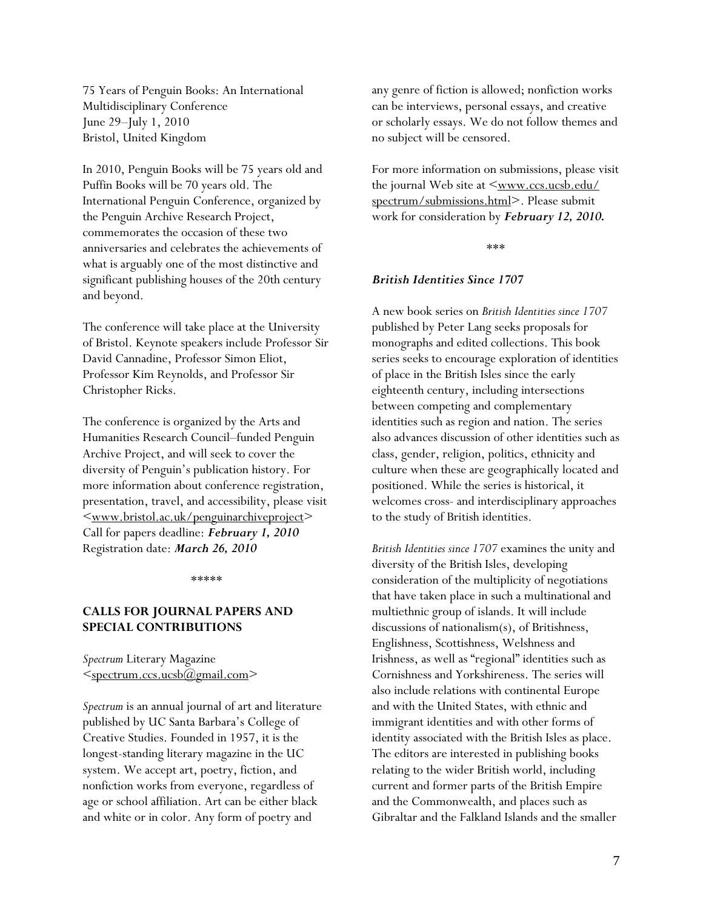75 Years of Penguin Books: An International Multidisciplinary Conference
June 29–July 1, 2010
Bristol, United Kingdom

In 2010, Penguin Books will be 75 years old and Puffin Books will be 70 years old. The International Penguin Conference, organized by the Penguin Archive Research Project, commemorates the occasion of these two anniversaries and celebrates the achievements of what is arguably one of the most distinctive and significant publishing houses of the 20th century and beyond.

The conference will take place at the University of Bristol. Keynote speakers include Professor Sir David Cannadine, Professor Simon Eliot, Professor Kim Reynolds, and Professor Sir Christopher Ricks.

The conference is organized by the Arts and Humanities Research Council–funded Penguin Archive Project, and will seek to cover the diversity of Penguin's publication history. For more information about conference registration, presentation, travel, and accessibility, please visit <www.bristol.ac.uk/penguinarchiveproject>
Call for papers deadline: ***February 1, 2010***
Registration date: ***March 26, 2010***

*****

## CALLS FOR JOURNAL PAPERS AND SPECIAL CONTRIBUTIONS

*Spectrum* Literary Magazine
<spectrum.ccs.ucsb@gmail.com>

*Spectrum* is an annual journal of art and literature published by UC Santa Barbara's College of Creative Studies. Founded in 1957, it is the longest-standing literary magazine in the UC system. We accept art, poetry, fiction, and nonfiction works from everyone, regardless of age or school affiliation. Art can be either black and white or in color. Any form of poetry and any genre of fiction is allowed; nonfiction works can be interviews, personal essays, and creative or scholarly essays. We do not follow themes and no subject will be censored.

For more information on submissions, please visit the journal Web site at <www.ccs.ucsb.edu/spectrum/submissions.html>. Please submit work for consideration by ***February 12, 2010.***

***

### *British Identities Since 1707*

A new book series on *British Identities since 1707* published by Peter Lang seeks proposals for monographs and edited collections. This book series seeks to encourage exploration of identities of place in the British Isles since the early eighteenth century, including intersections between competing and complementary identities such as region and nation. The series also advances discussion of other identities such as class, gender, religion, politics, ethnicity and culture when these are geographically located and positioned. While the series is historical, it welcomes cross- and interdisciplinary approaches to the study of British identities.

*British Identities since 1707* examines the unity and diversity of the British Isles, developing consideration of the multiplicity of negotiations that have taken place in such a multinational and multiethnic group of islands. It will include discussions of nationalism(s), of Britishness, Englishness, Scottishness, Welshness and Irishness, as well as "regional" identities such as Cornishness and Yorkshireness. The series will also include relations with continental Europe and with the United States, with ethnic and immigrant identities and with other forms of identity associated with the British Isles as place. The editors are interested in publishing books relating to the wider British world, including current and former parts of the British Empire and the Commonwealth, and places such as Gibraltar and the Falkland Islands and the smaller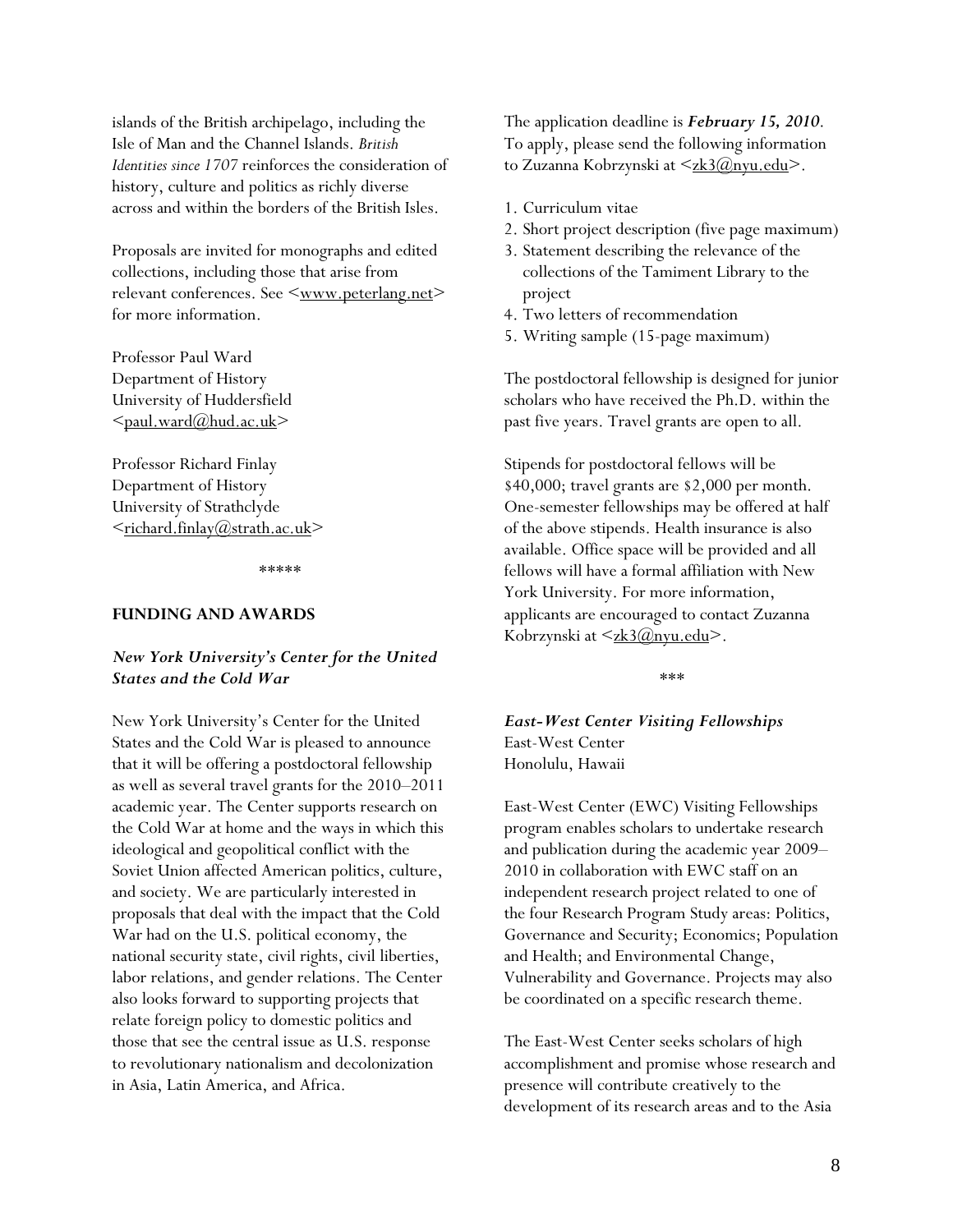islands of the British archipelago, including the Isle of Man and the Channel Islands. *British Identities since 1707* reinforces the consideration of history, culture and politics as richly diverse across and within the borders of the British Isles.

Proposals are invited for monographs and edited collections, including those that arise from relevant conferences. See <www.peterlang.net> for more information.

Professor Paul Ward
Department of History
University of Huddersfield
<paul.ward@hud.ac.uk>

Professor Richard Finlay
Department of History
University of Strathclyde
<richard.finlay@strath.ac.uk>

*****

## FUNDING AND AWARDS

### *New York University's Center for the United States and the Cold War*

New York University's Center for the United States and the Cold War is pleased to announce that it will be offering a postdoctoral fellowship as well as several travel grants for the 2010–2011 academic year. The Center supports research on the Cold War at home and the ways in which this ideological and geopolitical conflict with the Soviet Union affected American politics, culture, and society. We are particularly interested in proposals that deal with the impact that the Cold War had on the U.S. political economy, the national security state, civil rights, civil liberties, labor relations, and gender relations. The Center also looks forward to supporting projects that relate foreign policy to domestic politics and those that see the central issue as U.S. response to revolutionary nationalism and decolonization in Asia, Latin America, and Africa.

The application deadline is ***February 15, 2010***. To apply, please send the following information to Zuzanna Kobrzynski at <zk3@nyu.edu>.

1. Curriculum vitae
2. Short project description (five page maximum)
3. Statement describing the relevance of the collections of the Tamiment Library to the project
4. Two letters of recommendation
5. Writing sample (15-page maximum)

The postdoctoral fellowship is designed for junior scholars who have received the Ph.D. within the past five years. Travel grants are open to all.

Stipends for postdoctoral fellows will be $40,000; travel grants are $2,000 per month. One-semester fellowships may be offered at half of the above stipends. Health insurance is also available. Office space will be provided and all fellows will have a formal affiliation with New York University. For more information, applicants are encouraged to contact Zuzanna Kobrzynski at <zk3@nyu.edu>.

***

### *East-West Center Visiting Fellowships*

East-West Center
Honolulu, Hawaii

East-West Center (EWC) Visiting Fellowships program enables scholars to undertake research and publication during the academic year 2009–2010 in collaboration with EWC staff on an independent research project related to one of the four Research Program Study areas: Politics, Governance and Security; Economics; Population and Health; and Environmental Change, Vulnerability and Governance. Projects may also be coordinated on a specific research theme.

The East-West Center seeks scholars of high accomplishment and promise whose research and presence will contribute creatively to the development of its research areas and to the Asia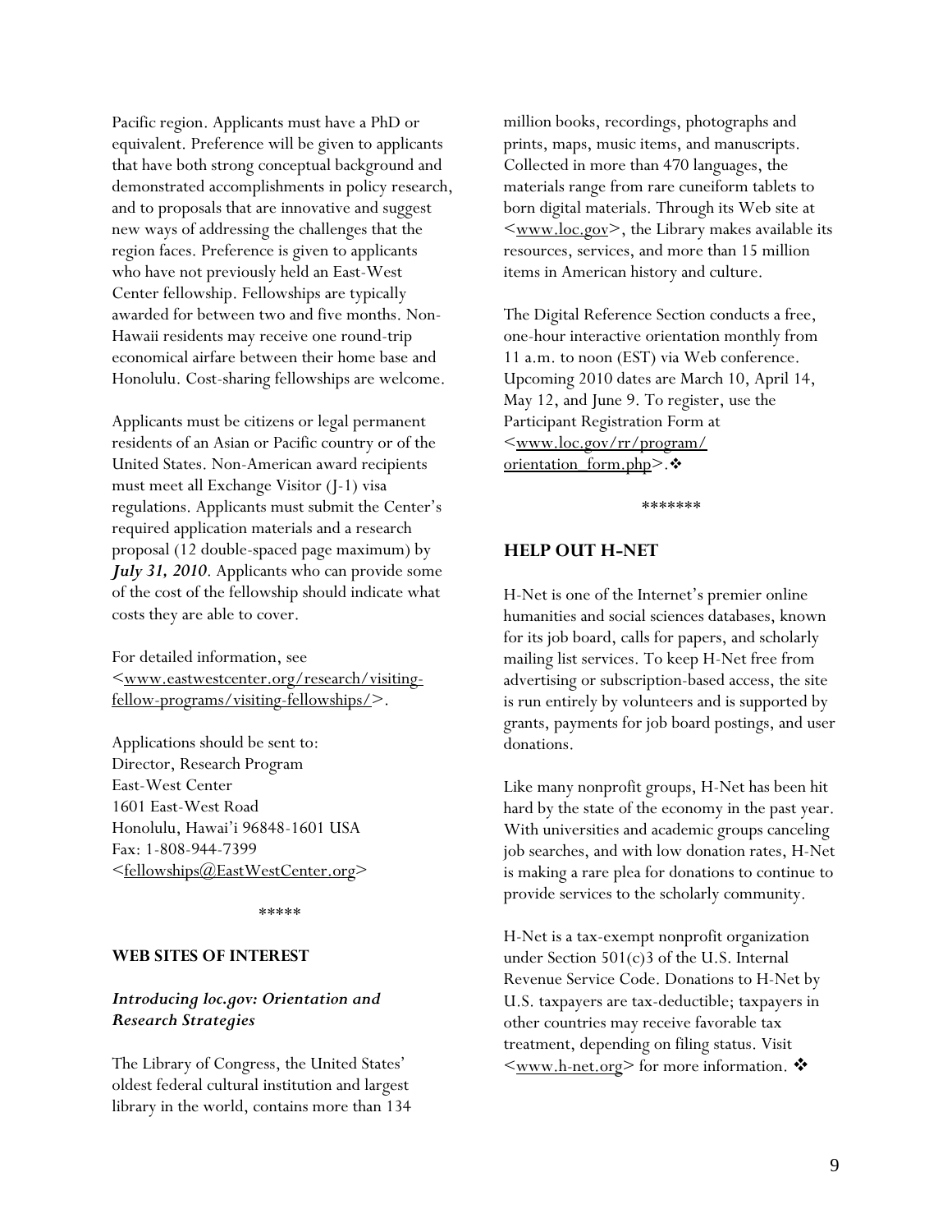Pacific region. Applicants must have a PhD or equivalent. Preference will be given to applicants that have both strong conceptual background and demonstrated accomplishments in policy research, and to proposals that are innovative and suggest new ways of addressing the challenges that the region faces. Preference is given to applicants who have not previously held an East-West Center fellowship. Fellowships are typically awarded for between two and five months. Non-Hawaii residents may receive one round-trip economical airfare between their home base and Honolulu. Cost-sharing fellowships are welcome.

Applicants must be citizens or legal permanent residents of an Asian or Pacific country or of the United States. Non-American award recipients must meet all Exchange Visitor (J-1) visa regulations. Applicants must submit the Center's required application materials and a research proposal (12 double-spaced page maximum) by ***July 31, 2010***. Applicants who can provide some of the cost of the fellowship should indicate what costs they are able to cover.

For detailed information, see <www.eastwestcenter.org/research/visiting-fellow-programs/visiting-fellowships/>.

Applications should be sent to:
Director, Research Program
East-West Center
1601 East-West Road
Honolulu, Hawai'i 96848-1601 USA
Fax: 1-808-944-7399
<fellowships@EastWestCenter.org>

\*\*\*\*\*

## WEB SITES OF INTEREST

### *Introducing loc.gov: Orientation and Research Strategies*

The Library of Congress, the United States' oldest federal cultural institution and largest library in the world, contains more than 134 million books, recordings, photographs and prints, maps, music items, and manuscripts. Collected in more than 470 languages, the materials range from rare cuneiform tablets to born digital materials. Through its Web site at <www.loc.gov>, the Library makes available its resources, services, and more than 15 million items in American history and culture.

The Digital Reference Section conducts a free, one-hour interactive orientation monthly from 11 a.m. to noon (EST) via Web conference. Upcoming 2010 dates are March 10, April 14, May 12, and June 9. To register, use the Participant Registration Form at <www.loc.gov/rr/program/orientation_form.php>. ❖

\*\*\*\*\*\*\*

## HELP OUT H-NET

H-Net is one of the Internet's premier online humanities and social sciences databases, known for its job board, calls for papers, and scholarly mailing list services. To keep H-Net free from advertising or subscription-based access, the site is run entirely by volunteers and is supported by grants, payments for job board postings, and user donations.

Like many nonprofit groups, H-Net has been hit hard by the state of the economy in the past year. With universities and academic groups canceling job searches, and with low donation rates, H-Net is making a rare plea for donations to continue to provide services to the scholarly community.

H-Net is a tax-exempt nonprofit organization under Section 501(c)3 of the U.S. Internal Revenue Service Code. Donations to H-Net by U.S. taxpayers are tax-deductible; taxpayers in other countries may receive favorable tax treatment, depending on filing status. Visit <www.h-net.org> for more information. ❖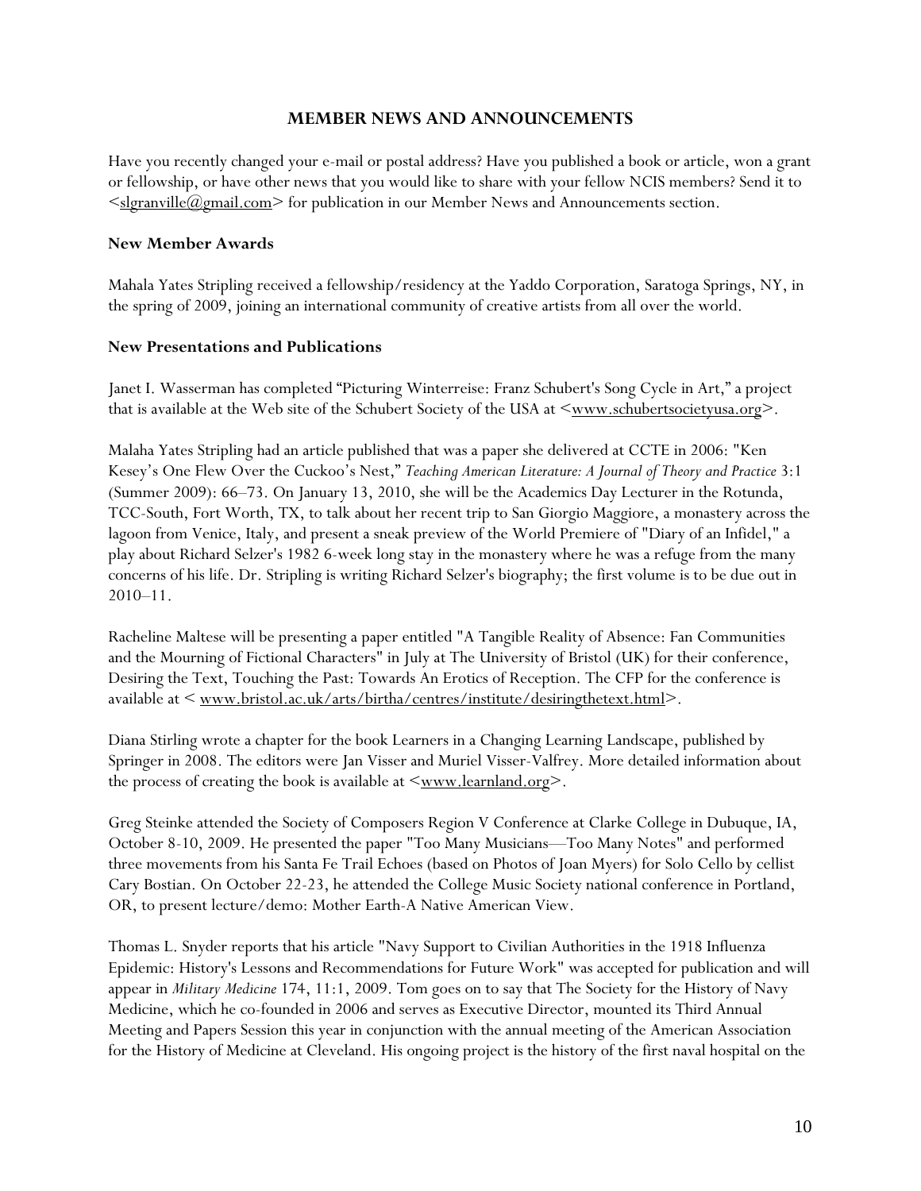## MEMBER NEWS AND ANNOUNCEMENTS

Have you recently changed your e-mail or postal address? Have you published a book or article, won a grant or fellowship, or have other news that you would like to share with your fellow NCIS members? Send it to <slgranville@gmail.com> for publication in our Member News and Announcements section.

### New Member Awards

Mahala Yates Stripling received a fellowship/residency at the Yaddo Corporation, Saratoga Springs, NY, in the spring of 2009, joining an international community of creative artists from all over the world.

### New Presentations and Publications

Janet I. Wasserman has completed "Picturing Winterreise: Franz Schubert's Song Cycle in Art," a project that is available at the Web site of the Schubert Society of the USA at <www.schubertsocietyusa.org>.

Malaha Yates Stripling had an article published that was a paper she delivered at CCTE in 2006: "Ken Kesey's One Flew Over the Cuckoo's Nest," *Teaching American Literature: A Journal of Theory and Practice* 3:1 (Summer 2009): 66–73. On January 13, 2010, she will be the Academics Day Lecturer in the Rotunda, TCC-South, Fort Worth, TX, to talk about her recent trip to San Giorgio Maggiore, a monastery across the lagoon from Venice, Italy, and present a sneak preview of the World Premiere of "Diary of an Infidel," a play about Richard Selzer's 1982 6-week long stay in the monastery where he was a refuge from the many concerns of his life. Dr. Stripling is writing Richard Selzer's biography; the first volume is to be due out in 2010–11.

Racheline Maltese will be presenting a paper entitled "A Tangible Reality of Absence: Fan Communities and the Mourning of Fictional Characters" in July at The University of Bristol (UK) for their conference, Desiring the Text, Touching the Past: Towards An Erotics of Reception. The CFP for the conference is available at < www.bristol.ac.uk/arts/birtha/centres/institute/desiringthetext.html>.

Diana Stirling wrote a chapter for the book Learners in a Changing Learning Landscape, published by Springer in 2008. The editors were Jan Visser and Muriel Visser-Valfrey. More detailed information about the process of creating the book is available at <www.learnland.org>.

Greg Steinke attended the Society of Composers Region V Conference at Clarke College in Dubuque, IA, October 8-10, 2009. He presented the paper "Too Many Musicians—Too Many Notes" and performed three movements from his Santa Fe Trail Echoes (based on Photos of Joan Myers) for Solo Cello by cellist Cary Bostian. On October 22-23, he attended the College Music Society national conference in Portland, OR, to present lecture/demo: Mother Earth-A Native American View.

Thomas L. Snyder reports that his article "Navy Support to Civilian Authorities in the 1918 Influenza Epidemic: History's Lessons and Recommendations for Future Work" was accepted for publication and will appear in *Military Medicine* 174, 11:1, 2009. Tom goes on to say that The Society for the History of Navy Medicine, which he co-founded in 2006 and serves as Executive Director, mounted its Third Annual Meeting and Papers Session this year in conjunction with the annual meeting of the American Association for the History of Medicine at Cleveland. His ongoing project is the history of the first naval hospital on the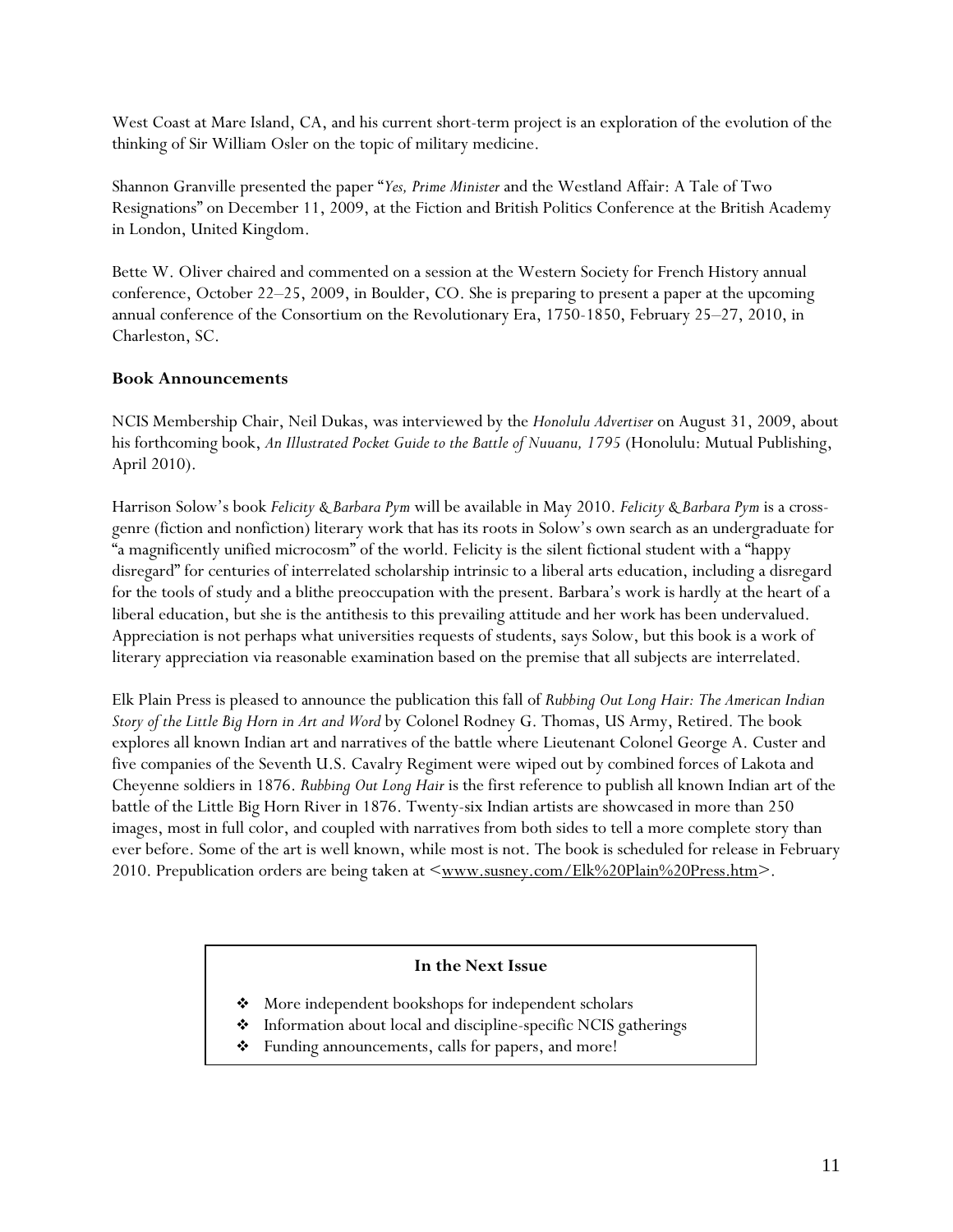West Coast at Mare Island, CA, and his current short-term project is an exploration of the evolution of the thinking of Sir William Osler on the topic of military medicine.

Shannon Granville presented the paper "*Yes, Prime Minister* and the Westland Affair: A Tale of Two Resignations" on December 11, 2009, at the Fiction and British Politics Conference at the British Academy in London, United Kingdom.

Bette W. Oliver chaired and commented on a session at the Western Society for French History annual conference, October 22–25, 2009, in Boulder, CO. She is preparing to present a paper at the upcoming annual conference of the Consortium on the Revolutionary Era, 1750-1850, February 25–27, 2010, in Charleston, SC.

**Book Announcements**

NCIS Membership Chair, Neil Dukas, was interviewed by the *Honolulu Advertiser* on August 31, 2009, about his forthcoming book, *An Illustrated Pocket Guide to the Battle of Nuuanu, 1795* (Honolulu: Mutual Publishing, April 2010).

Harrison Solow's book *Felicity & Barbara Pym* will be available in May 2010. *Felicity & Barbara Pym* is a cross-genre (fiction and nonfiction) literary work that has its roots in Solow's own search as an undergraduate for "a magnificently unified microcosm" of the world. Felicity is the silent fictional student with a "happy disregard" for centuries of interrelated scholarship intrinsic to a liberal arts education, including a disregard for the tools of study and a blithe preoccupation with the present. Barbara's work is hardly at the heart of a liberal education, but she is the antithesis to this prevailing attitude and her work has been undervalued. Appreciation is not perhaps what universities requests of students, says Solow, but this book is a work of literary appreciation via reasonable examination based on the premise that all subjects are interrelated.

Elk Plain Press is pleased to announce the publication this fall of *Rubbing Out Long Hair: The American Indian Story of the Little Big Horn in Art and Word* by Colonel Rodney G. Thomas, US Army, Retired. The book explores all known Indian art and narratives of the battle where Lieutenant Colonel George A. Custer and five companies of the Seventh U.S. Cavalry Regiment were wiped out by combined forces of Lakota and Cheyenne soldiers in 1876. *Rubbing Out Long Hair* is the first reference to publish all known Indian art of the battle of the Little Big Horn River in 1876. Twenty-six Indian artists are showcased in more than 250 images, most in full color, and coupled with narratives from both sides to tell a more complete story than ever before. Some of the art is well known, while most is not. The book is scheduled for release in February 2010. Prepublication orders are being taken at <www.susney.com/Elk%20Plain%20Press.htm>.

**In the Next Issue**

- More independent bookshops for independent scholars
- Information about local and discipline-specific NCIS gatherings
- Funding announcements, calls for papers, and more!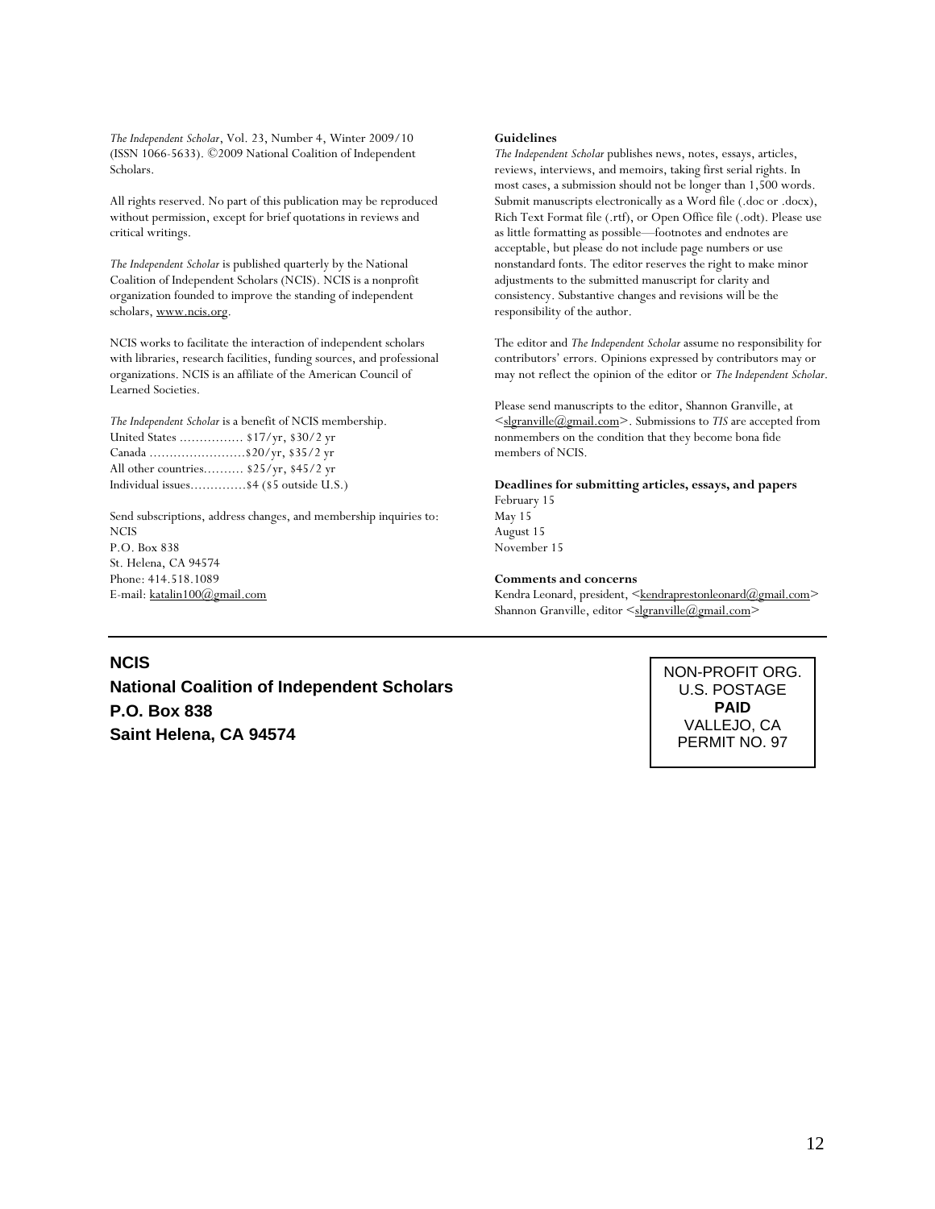*The Independent Scholar*, Vol. 23, Number 4, Winter 2009/10 (ISSN 1066-5633). ©2009 National Coalition of Independent Scholars.

All rights reserved. No part of this publication may be reproduced without permission, except for brief quotations in reviews and critical writings.

*The Independent Scholar* is published quarterly by the National Coalition of Independent Scholars (NCIS). NCIS is a nonprofit organization founded to improve the standing of independent scholars, www.ncis.org.

NCIS works to facilitate the interaction of independent scholars with libraries, research facilities, funding sources, and professional organizations. NCIS is an affiliate of the American Council of Learned Societies.

*The Independent Scholar* is a benefit of NCIS membership.
United States ................ $17/yr, $30/2 yr
Canada ........................$20/yr, $35/2 yr
All other countries.......... $25/yr, $45/2 yr
Individual issues.............$4 ($5 outside U.S.)

Send subscriptions, address changes, and membership inquiries to:
NCIS
P.O. Box 838
St. Helena, CA 94574
Phone: 414.518.1089
E-mail: katalin100@gmail.com

**Guidelines**
*The Independent Scholar* publishes news, notes, essays, articles, reviews, interviews, and memoirs, taking first serial rights. In most cases, a submission should not be longer than 1,500 words. Submit manuscripts electronically as a Word file (.doc or .docx), Rich Text Format file (.rtf), or Open Office file (.odt). Please use as little formatting as possible—footnotes and endnotes are acceptable, but please do not include page numbers or use nonstandard fonts. The editor reserves the right to make minor adjustments to the submitted manuscript for clarity and consistency. Substantive changes and revisions will be the responsibility of the author.

The editor and *The Independent Scholar* assume no responsibility for contributors' errors. Opinions expressed by contributors may or may not reflect the opinion of the editor or *The Independent Scholar*.

Please send manuscripts to the editor, Shannon Granville, at <slgranville@gmail.com>. Submissions to *TIS* are accepted from nonmembers on the condition that they become bona fide members of NCIS.

**Deadlines for submitting articles, essays, and papers**
February 15
May 15
August 15
November 15

**Comments and concerns**
Kendra Leonard, president, <kendraprestonleonard@gmail.com>
Shannon Granville, editor <slgranville@gmail.com>

---

**NCIS**
**National Coalition of Independent Scholars**
**P.O. Box 838**
**Saint Helena, CA 94574**

NON-PROFIT ORG.
U.S. POSTAGE
**PAID**
VALLEJO, CA
PERMIT NO. 97